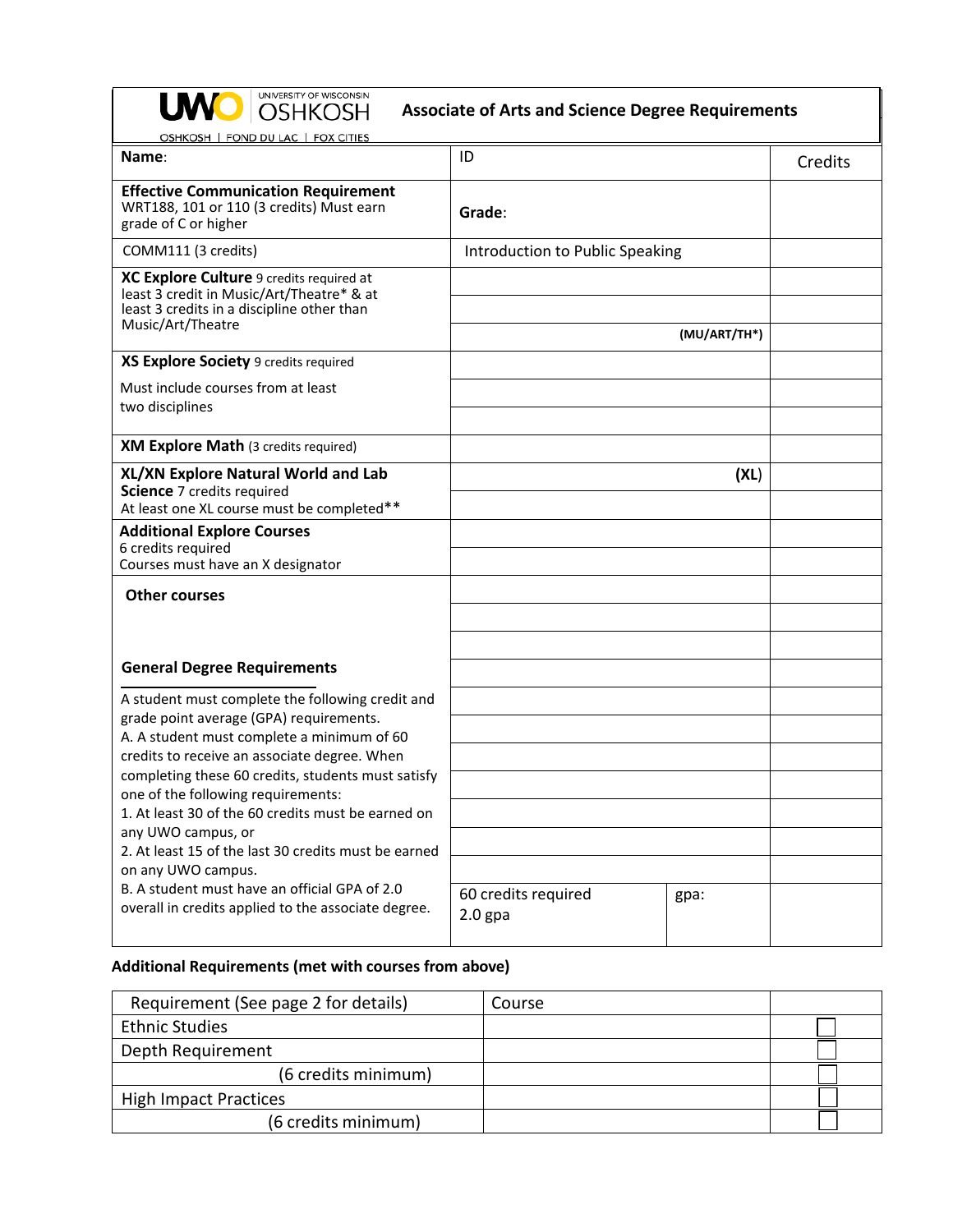UNIVERSITY OF WISCONSIN OSHKOSH

OSHKOSH | FOND DU LAC | FOX CITIES

# Associate of Arts and Science Degree Requirements

| Name: | ID | | Credits |
|---|---|---|---|
| **Effective Communication Requirement** WRT188, 101 or 110 (3 credits) Must earn grade of C or higher | **Grade**: | | |
| COMM111 (3 credits) | Introduction to Public Speaking | | |
| **XC Explore Culture** 9 credits required at least 3 credit in Music/Art/Theatre* & at least 3 credits in a discipline other than Music/Art/Theatre | | | |
| | | | |
| | | **(MU/ART/TH*)** | |
| **XS Explore Society** 9 credits required | | | |
| Must include courses from at least two disciplines | | | |
| | | | |
| **XM Explore Math** (3 credits required) | | | |
| **XL/XN Explore Natural World and Lab Science** 7 credits required | | **(XL)** | |
| At least one XL course must be completed** | | | |
| **Additional Explore Courses** 6 credits required | | | |
| Courses must have an X designator | | | |
| **Other courses** | | | |
| | | | |
| | | | |
| **General Degree Requirements** | | | |
| A student must complete the following credit and grade point average (GPA) requirements. | | | |
| A. A student must complete a minimum of 60 credits to receive an associate degree. When completing these 60 credits, students must satisfy one of the following requirements: | | | |
| 1. At least 30 of the 60 credits must be earned on any UWO campus, or | | | |
| 2. At least 15 of the last 30 credits must be earned on any UWO campus. | | | |
| B. A student must have an official GPA of 2.0 overall in credits applied to the associate degree. | 60 credits required 2.0 gpa | gpa: | |

**Additional Requirements (met with courses from above)**

| Requirement (See page 2 for details) | Course | |
|---|---|---|
| Ethnic Studies | | ☐ |
| Depth Requirement | | ☐ |
| (6 credits minimum) | | ☐ |
| High Impact Practices | | ☐ |
| (6 credits minimum) | | ☐ |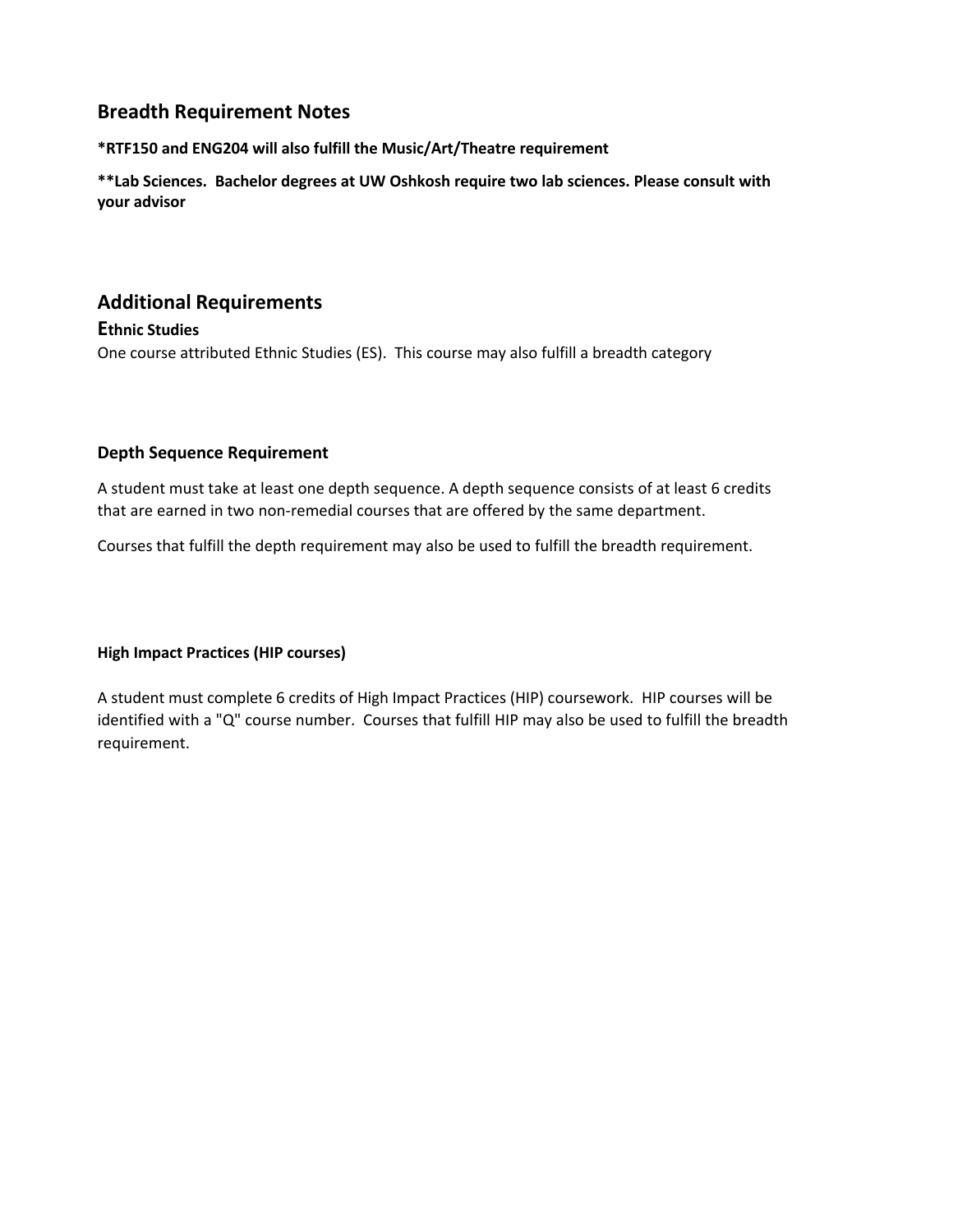## Breadth Requirement Notes

**\*RTF150 and ENG204 will also fulfill the Music/Art/Theatre requirement**

**\*\*Lab Sciences. Bachelor degrees at UW Oshkosh require two lab sciences. Please consult with your advisor**

## Additional Requirements

### Ethnic Studies

One course attributed Ethnic Studies (ES). This course may also fulfill a breadth category

### Depth Sequence Requirement

A student must take at least one depth sequence. A depth sequence consists of at least 6 credits that are earned in two non-remedial courses that are offered by the same department.

Courses that fulfill the depth requirement may also be used to fulfill the breadth requirement.

#### High Impact Practices (HIP courses)

A student must complete 6 credits of High Impact Practices (HIP) coursework. HIP courses will be identified with a "Q" course number. Courses that fulfill HIP may also be used to fulfill the breadth requirement.